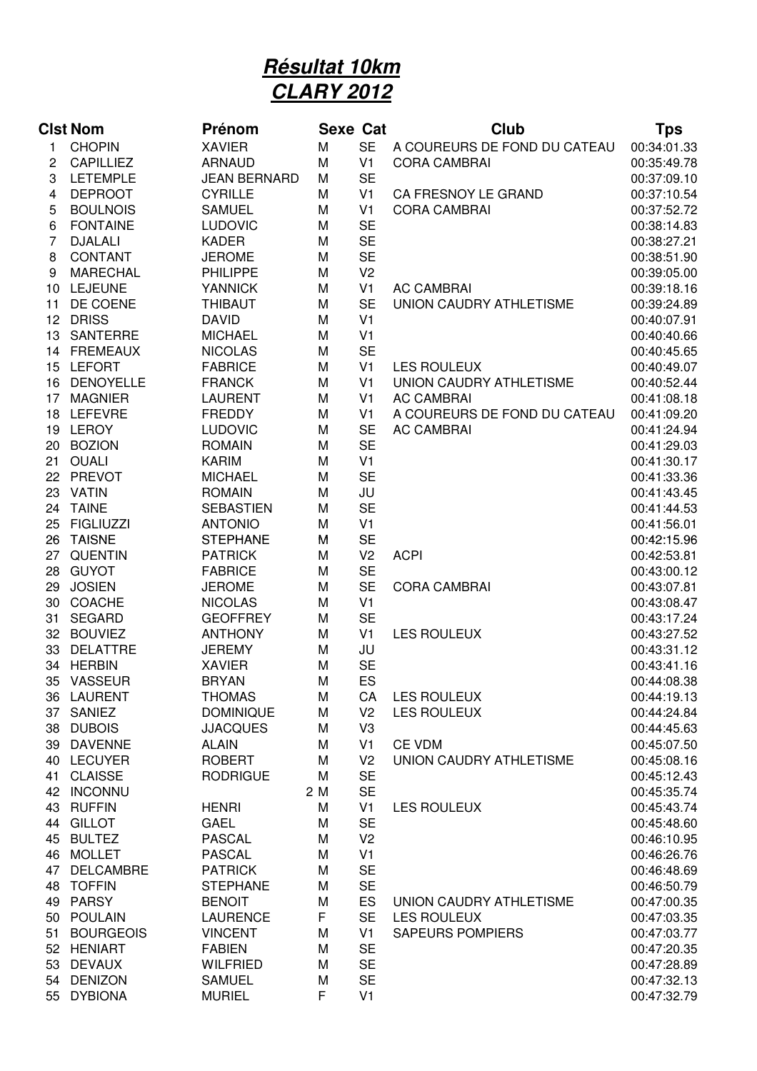# Résultat 10km
# CLARY 2012

| Clst | Nom | Prénom | Sexe | Cat | Club | Tps |
|---|---|---|---|---|---|---|
| 1 | CHOPIN | XAVIER | M | SE | A COUREURS DE FOND DU CATEAU | 00:34:01.33 |
| 2 | CAPILLIEZ | ARNAUD | M | V1 | CORA CAMBRAI | 00:35:49.78 |
| 3 | LETEMPLE | JEAN BERNARD | M | SE | | 00:37:09.10 |
| 4 | DEPROOT | CYRILLE | M | V1 | CA FRESNOY LE GRAND | 00:37:10.54 |
| 5 | BOULNOIS | SAMUEL | M | V1 | CORA CAMBRAI | 00:37:52.72 |
| 6 | FONTAINE | LUDOVIC | M | SE | | 00:38:14.83 |
| 7 | DJALALI | KADER | M | SE | | 00:38:27.21 |
| 8 | CONTANT | JEROME | M | SE | | 00:38:51.90 |
| 9 | MARECHAL | PHILIPPE | M | V2 | | 00:39:05.00 |
| 10 | LEJEUNE | YANNICK | M | V1 | AC CAMBRAI | 00:39:18.16 |
| 11 | DE COENE | THIBAUT | M | SE | UNION CAUDRY ATHLETISME | 00:39:24.89 |
| 12 | DRISS | DAVID | M | V1 | | 00:40:07.91 |
| 13 | SANTERRE | MICHAEL | M | V1 | | 00:40:40.66 |
| 14 | FREMEAUX | NICOLAS | M | SE | | 00:40:45.65 |
| 15 | LEFORT | FABRICE | M | V1 | LES ROULEUX | 00:40:49.07 |
| 16 | DENOYELLE | FRANCK | M | V1 | UNION CAUDRY ATHLETISME | 00:40:52.44 |
| 17 | MAGNIER | LAURENT | M | V1 | AC CAMBRAI | 00:41:08.18 |
| 18 | LEFEVRE | FREDDY | M | V1 | A COUREURS DE FOND DU CATEAU | 00:41:09.20 |
| 19 | LEROY | LUDOVIC | M | SE | AC CAMBRAI | 00:41:24.94 |
| 20 | BOZION | ROMAIN | M | SE | | 00:41:29.03 |
| 21 | OUALI | KARIM | M | V1 | | 00:41:30.17 |
| 22 | PREVOT | MICHAEL | M | SE | | 00:41:33.36 |
| 23 | VATIN | ROMAIN | M | JU | | 00:41:43.45 |
| 24 | TAINE | SEBASTIEN | M | SE | | 00:41:44.53 |
| 25 | FIGLIUZZI | ANTONIO | M | V1 | | 00:41:56.01 |
| 26 | TAISNE | STEPHANE | M | SE | | 00:42:15.96 |
| 27 | QUENTIN | PATRICK | M | V2 | ACPI | 00:42:53.81 |
| 28 | GUYOT | FABRICE | M | SE | | 00:43:00.12 |
| 29 | JOSIEN | JEROME | M | SE | CORA CAMBRAI | 00:43:07.81 |
| 30 | COACHE | NICOLAS | M | V1 | | 00:43:08.47 |
| 31 | SEGARD | GEOFFREY | M | SE | | 00:43:17.24 |
| 32 | BOUVIEZ | ANTHONY | M | V1 | LES ROULEUX | 00:43:27.52 |
| 33 | DELATTRE | JEREMY | M | JU | | 00:43:31.12 |
| 34 | HERBIN | XAVIER | M | SE | | 00:43:41.16 |
| 35 | VASSEUR | BRYAN | M | ES | | 00:44:08.38 |
| 36 | LAURENT | THOMAS | M | CA | LES ROULEUX | 00:44:19.13 |
| 37 | SANIEZ | DOMINIQUE | M | V2 | LES ROULEUX | 00:44:24.84 |
| 38 | DUBOIS | JJACQUES | M | V3 | | 00:44:45.63 |
| 39 | DAVENNE | ALAIN | M | V1 | CE VDM | 00:45:07.50 |
| 40 | LECUYER | ROBERT | M | V2 | UNION CAUDRY ATHLETISME | 00:45:08.16 |
| 41 | CLAISSE | RODRIGUE | M | SE | | 00:45:12.43 |
| 42 | INCONNU | 2 | M | SE | | 00:45:35.74 |
| 43 | RUFFIN | HENRI | M | V1 | LES ROULEUX | 00:45:43.74 |
| 44 | GILLOT | GAEL | M | SE | | 00:45:48.60 |
| 45 | BULTEZ | PASCAL | M | V2 | | 00:46:10.95 |
| 46 | MOLLET | PASCAL | M | V1 | | 00:46:26.76 |
| 47 | DELCAMBRE | PATRICK | M | SE | | 00:46:48.69 |
| 48 | TOFFIN | STEPHANE | M | SE | | 00:46:50.79 |
| 49 | PARSY | BENOIT | M | ES | UNION CAUDRY ATHLETISME | 00:47:00.35 |
| 50 | POULAIN | LAURENCE | F | SE | LES ROULEUX | 00:47:03.35 |
| 51 | BOURGEOIS | VINCENT | M | V1 | SAPEURS POMPIERS | 00:47:03.77 |
| 52 | HENIART | FABIEN | M | SE | | 00:47:20.35 |
| 53 | DEVAUX | WILFRIED | M | SE | | 00:47:28.89 |
| 54 | DENIZON | SAMUEL | M | SE | | 00:47:32.13 |
| 55 | DYBIONA | MURIEL | F | V1 | | 00:47:32.79 |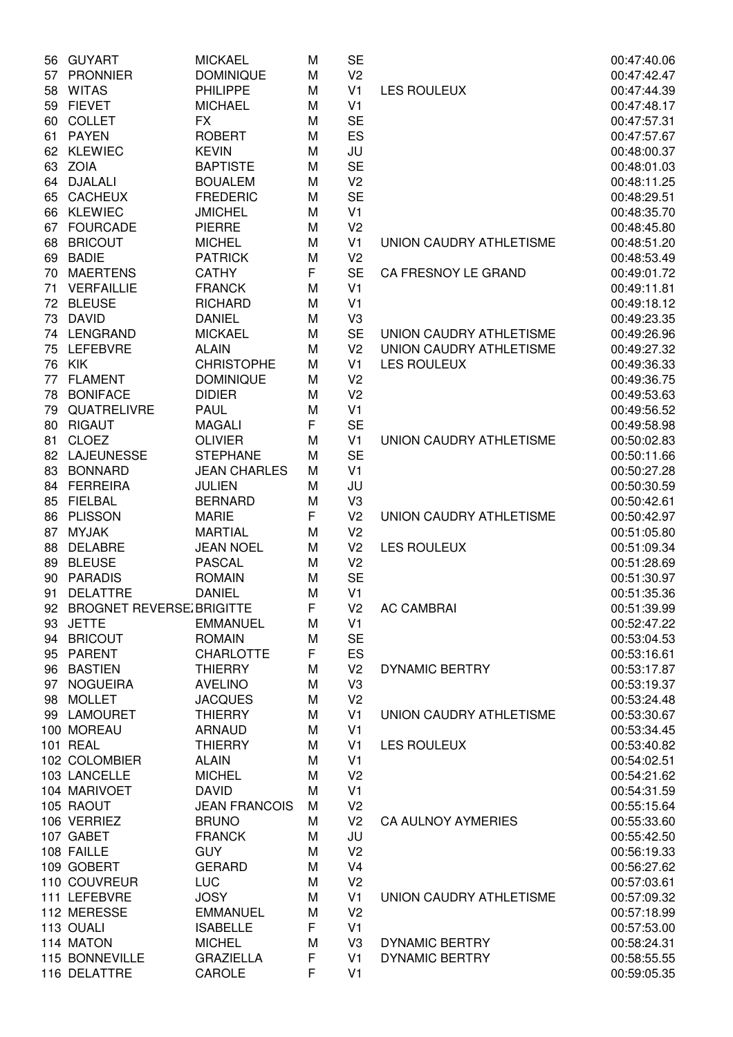| | | | | | | |
|---|---|---|---|---|---|---|
| 56 | GUYART | MICKAEL | M | SE | | 00:47:40.06 |
| 57 | PRONNIER | DOMINIQUE | M | V2 | | 00:47:42.47 |
| 58 | WITAS | PHILIPPE | M | V1 | LES ROULEUX | 00:47:44.39 |
| 59 | FIEVET | MICHAEL | M | V1 | | 00:47:48.17 |
| 60 | COLLET | FX | M | SE | | 00:47:57.31 |
| 61 | PAYEN | ROBERT | M | ES | | 00:47:57.67 |
| 62 | KLEWIEC | KEVIN | M | JU | | 00:48:00.37 |
| 63 | ZOIA | BAPTISTE | M | SE | | 00:48:01.03 |
| 64 | DJALALI | BOUALEM | M | V2 | | 00:48:11.25 |
| 65 | CACHEUX | FREDERIC | M | SE | | 00:48:29.51 |
| 66 | KLEWIEC | JMICHEL | M | V1 | | 00:48:35.70 |
| 67 | FOURCADE | PIERRE | M | V2 | | 00:48:45.80 |
| 68 | BRICOUT | MICHEL | M | V1 | UNION CAUDRY ATHLETISME | 00:48:51.20 |
| 69 | BADIE | PATRICK | M | V2 | | 00:48:53.49 |
| 70 | MAERTENS | CATHY | F | SE | CA FRESNOY LE GRAND | 00:49:01.72 |
| 71 | VERFAILLIE | FRANCK | M | V1 | | 00:49:11.81 |
| 72 | BLEUSE | RICHARD | M | V1 | | 00:49:18.12 |
| 73 | DAVID | DANIEL | M | V3 | | 00:49:23.35 |
| 74 | LENGRAND | MICKAEL | M | SE | UNION CAUDRY ATHLETISME | 00:49:26.96 |
| 75 | LEFEBVRE | ALAIN | M | V2 | UNION CAUDRY ATHLETISME | 00:49:27.32 |
| 76 | KIK | CHRISTOPHE | M | V1 | LES ROULEUX | 00:49:36.33 |
| 77 | FLAMENT | DOMINIQUE | M | V2 | | 00:49:36.75 |
| 78 | BONIFACE | DIDIER | M | V2 | | 00:49:53.63 |
| 79 | QUATRELIVRE | PAUL | M | V1 | | 00:49:56.52 |
| 80 | RIGAUT | MAGALI | F | SE | | 00:49:58.98 |
| 81 | CLOEZ | OLIVIER | M | V1 | UNION CAUDRY ATHLETISME | 00:50:02.83 |
| 82 | LAJEUNESSE | STEPHANE | M | SE | | 00:50:11.66 |
| 83 | BONNARD | JEAN CHARLES | M | V1 | | 00:50:27.28 |
| 84 | FERREIRA | JULIEN | M | JU | | 00:50:30.59 |
| 85 | FIELBAL | BERNARD | M | V3 | | 00:50:42.61 |
| 86 | PLISSON | MARIE | F | V2 | UNION CAUDRY ATHLETISME | 00:50:42.97 |
| 87 | MYJAK | MARTIAL | M | V2 | | 00:51:05.80 |
| 88 | DELABRE | JEAN NOEL | M | V2 | LES ROULEUX | 00:51:09.34 |
| 89 | BLEUSE | PASCAL | M | V2 | | 00:51:28.69 |
| 90 | PARADIS | ROMAIN | M | SE | | 00:51:30.97 |
| 91 | DELATTRE | DANIEL | M | V1 | | 00:51:35.36 |
| 92 | BROGNET REVERSE | BRIGITTE | F | V2 | AC CAMBRAI | 00:51:39.99 |
| 93 | JETTE | EMMANUEL | M | V1 | | 00:52:47.22 |
| 94 | BRICOUT | ROMAIN | M | SE | | 00:53:04.53 |
| 95 | PARENT | CHARLOTTE | F | ES | | 00:53:16.61 |
| 96 | BASTIEN | THIERRY | M | V2 | DYNAMIC BERTRY | 00:53:17.87 |
| 97 | NOGUEIRA | AVELINO | M | V3 | | 00:53:19.37 |
| 98 | MOLLET | JACQUES | M | V2 | | 00:53:24.48 |
| 99 | LAMOURET | THIERRY | M | V1 | UNION CAUDRY ATHLETISME | 00:53:30.67 |
| 100 | MOREAU | ARNAUD | M | V1 | | 00:53:34.45 |
| 101 | REAL | THIERRY | M | V1 | LES ROULEUX | 00:53:40.82 |
| 102 | COLOMBIER | ALAIN | M | V1 | | 00:54:02.51 |
| 103 | LANCELLE | MICHEL | M | V2 | | 00:54:21.62 |
| 104 | MARIVOET | DAVID | M | V1 | | 00:54:31.59 |
| 105 | RAOUT | JEAN FRANCOIS | M | V2 | | 00:55:15.64 |
| 106 | VERRIEZ | BRUNO | M | V2 | CA AULNOY AYMERIES | 00:55:33.60 |
| 107 | GABET | FRANCK | M | JU | | 00:55:42.50 |
| 108 | FAILLE | GUY | M | V2 | | 00:56:19.33 |
| 109 | GOBERT | GERARD | M | V4 | | 00:56:27.62 |
| 110 | COUVREUR | LUC | M | V2 | | 00:57:03.61 |
| 111 | LEFEBVRE | JOSY | M | V1 | UNION CAUDRY ATHLETISME | 00:57:09.32 |
| 112 | MERESSE | EMMANUEL | M | V2 | | 00:57:18.99 |
| 113 | OUALI | ISABELLE | F | V1 | | 00:57:53.00 |
| 114 | MATON | MICHEL | M | V3 | DYNAMIC BERTRY | 00:58:24.31 |
| 115 | BONNEVILLE | GRAZIELLA | F | V1 | DYNAMIC BERTRY | 00:58:55.55 |
| 116 | DELATTRE | CAROLE | F | V1 | | 00:59:05.35 |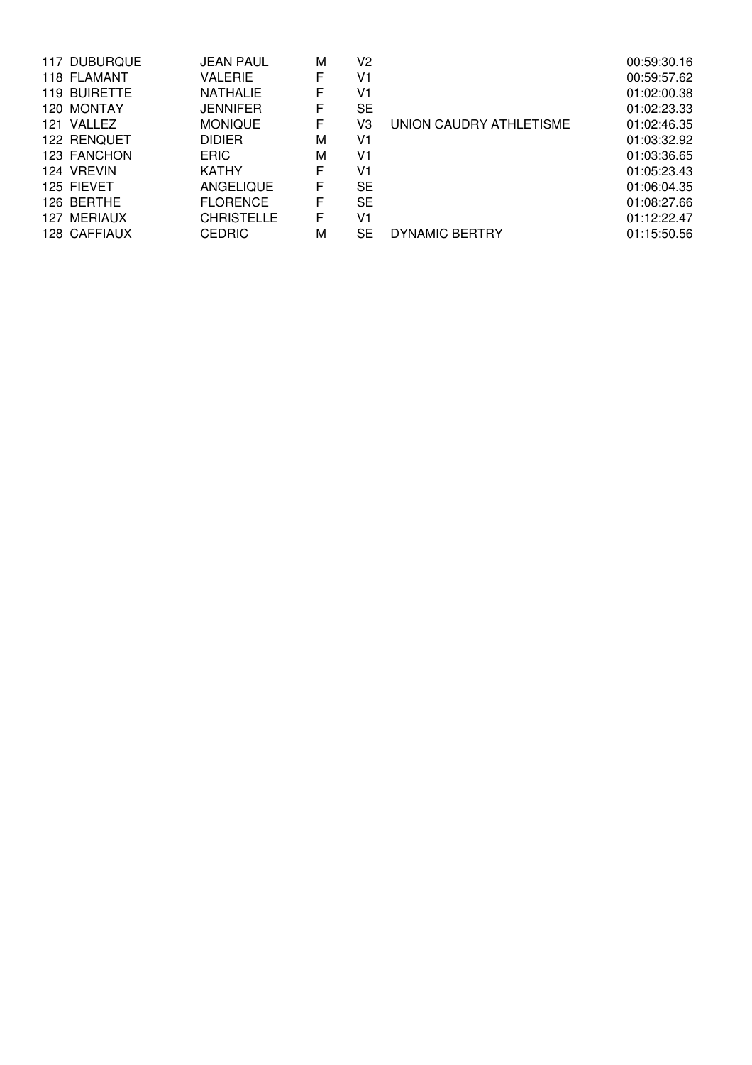| | | | | | | |
|---|---|---|---|---|---|---|
| 117 | DUBURQUE | JEAN PAUL | M | V2 | | 00:59:30.16 |
| 118 | FLAMANT | VALERIE | F | V1 | | 00:59:57.62 |
| 119 | BUIRETTE | NATHALIE | F | V1 | | 01:02:00.38 |
| 120 | MONTAY | JENNIFER | F | SE | | 01:02:23.33 |
| 121 | VALLEZ | MONIQUE | F | V3 | UNION CAUDRY ATHLETISME | 01:02:46.35 |
| 122 | RENQUET | DIDIER | M | V1 | | 01:03:32.92 |
| 123 | FANCHON | ERIC | M | V1 | | 01:03:36.65 |
| 124 | VREVIN | KATHY | F | V1 | | 01:05:23.43 |
| 125 | FIEVET | ANGELIQUE | F | SE | | 01:06:04.35 |
| 126 | BERTHE | FLORENCE | F | SE | | 01:08:27.66 |
| 127 | MERIAUX | CHRISTELLE | F | V1 | | 01:12:22.47 |
| 128 | CAFFIAUX | CEDRIC | M | SE | DYNAMIC BERTRY | 01:15:50.56 |